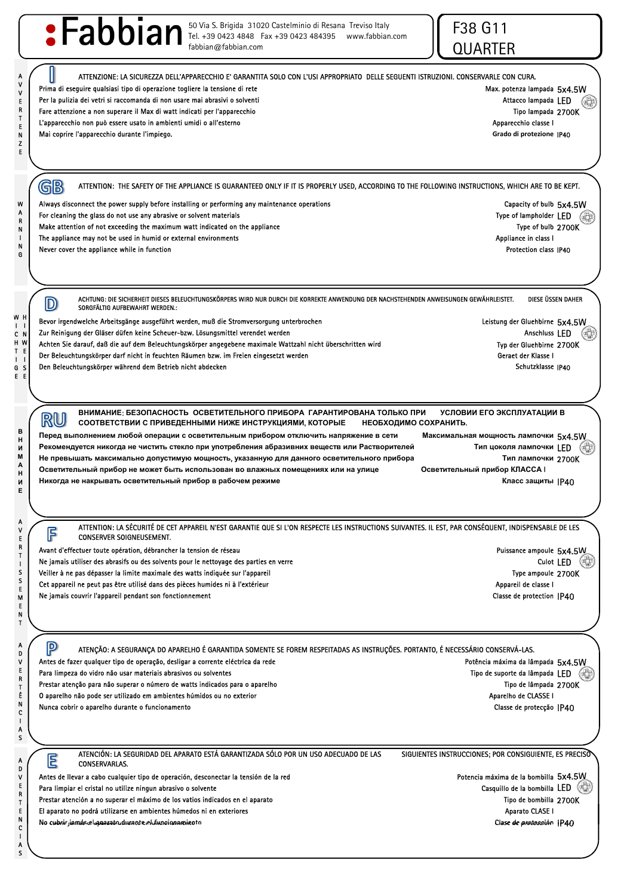# Fabbian

50 Via S. Brigida 31020 Castelminio di Resana Treviso Italy
Tel. +39 0423 4848 Fax +39 0423 484395 www.fabbian.com
fabbian@fabbian.com

**F38 G11 QUARTER**

## I — AVVERTENZE

ATTENZIONE: LA SICUREZZA DELL'APPARECCHIO E' GARANTITA SOLO CON L'USI APPROPRIATO DELLE SEGUENTI ISTRUZIONI. CONSERVARLE CON CURA.

- Prima di eseguire qualsiasi tipo di operazione togliere la tensione di rete
- Per la pulizia dei vetri si raccomanda di non usare mai abrasivi o solventi
- Fare attenzione a non superare il Max di watt indicati per l'apparecchio
- L'apparecchio non può essere usato in ambienti umidi o all'esterno
- Mai coprire l'apparecchio durante l'impiego.

Max. potenza lampada 5x4.5W
Attacco lampada LED
Tipo lampada 2700K
Apparecchio classe I
Grado di protezione IP40

## GB — WARNING

ATTENTION: THE SAFETY OF THE APPLIANCE IS GUARANTEED ONLY IF IT IS PROPERLY USED, ACCORDING TO THE FOLLOWING INSTRUCTIONS, WHICH ARE TO BE KEPT.

- Always disconnect the power supply before installing or performing any maintenance operations
- For cleaning the glass do not use any abrasive or solvent materials
- Make attention of not exceeding the maximum watt indicated on the appliance
- The appliance may not be used in humid or external environments
- Never cover the appliance while in function

Capacity of bulb 5x4.5W
Type of lampholder LED
Type of bulb 2700K
Appliance in class I
Protection class IP40

## D — WICHTIGE HINWEISE

ACHTUNG: DIE SICHERHEIT DIESES BELEUCHTUNGSKÖRPERS WIRD NUR DURCH DIE KORREKTE ANWENDUNG DER NACHSTEHENDEN ANWEISUNGEN GEWÄHRLEISTET. DIESE ÜSSEN DAHER SORGFÄLTIG AUFBEWAHRT WERDEN.:

- Bevor irgendwelche Arbeitsgänge ausgeführt werden, muß die Stromversorgung unterbrochen
- Zur Reinigung der Gläser düfen keine Scheuer-bzw. Lösungsmittel verendet werden
- Achten Sie darauf, daß die auf dem Beleuchtungskörper angegebene maximale Wattzahl nicht überschritten wird
- Der Beleuchtungskörper darf nicht in feuchten Räumen bzw. im Freien eingesetzt werden
- Den Beleuchtungskörper während dem Betrieb nicht abdecken

Leistung der Gluehbirne 5x4.5W
Anschluss LED
Typ der Gluehbirne 2700K
Geraet der Klasse I
Schutzklasse IP40

## RU — ВНИМАНИЕ

**ВНИМАНИЕ: БЕЗОПАСНОСТЬ ОСВЕТИТЕЛЬНОГО ПРИБОРА ГАРАНТИРОВАНА ТОЛЬКО ПРИ УСЛОВИИ ЕГО ЭКСПЛУАТАЦИИ В СООТВЕТСТВИИ С ПРИВЕДЕННЫМИ НИЖЕ ИНСТРУКЦИЯМИ, КОТОРЫЕ НЕОБХОДИМО СОХРАНИТЬ.**

- **Перед выполнением любой операции с осветительным прибором отключить напряжение в сети**
- **Рекомендуется никогда не чистить стекло при употреблении абразивных веществ или Растворителей**
- **Не превышать максимально допустимую мощность, указанную для данного осветительного прибора**
- **Осветительный прибор не может быть использован во влажных помещениях или на улице**
- **Никогда не накрывать осветительный прибор в рабочем режиме**

**Максимальная мощность лампочки** 5x4.5W
**Тип цоколя лампочки** LED
**Тип лампочки** 2700K
**Осветительный прибор КЛАССА** I
**Класс защиты** IP40

## F — AVERTISSEMENT

ATTENTION: LA SÉCURITÉ DE CET APPAREIL N'EST GARANTIE QUE SI L'ON RESPECTE LES INSTRUCTIONS SUIVANTES. IL EST, PAR CONSÉQUENT, INDISPENSABLE DE LES CONSERVER SOIGNEUSEMENT.

- Avant d'effectuer toute opération, débrancher la tension de réseau
- Ne jamais utiliser des abrasifs ou des solvents pour le nettoyage des parties en verre
- Veiller à ne pas dépasser la limite maximale des watts indiquée sur l'appareil
- Cet appareil ne peut pas être utilisé dans des pièces humides ni à l'extérieur
- Ne jamais couvrir l'appareil pendant son fonctionnement

Puissance ampoule 5x4.5W
Culot LED
Type ampoule 2700K
Appareil de classe I
Classe de protection IP40

## P — ADVERTÊNCIAS

ATENÇÃO: A SEGURANÇA DO APARELHO É GARANTIDA SOMENTE SE FOREM RESPEITADAS AS INSTRUÇÕES. PORTANTO, É NECESSÁRIO CONSERVÁ-LAS.

- Antes de fazer qualquer tipo de operação, desligar a corrente eléctrica da rede
- Para limpeza do vidro não usar materiais abrasivos ou solventes
- Prestar atenção para não superar o número de watts indicados para o aparelho
- O aparelho não pode ser utilizado em ambientes húmidos ou no exterior
- Nunca cobrir o aparelho durante o funcionamento

Potência máxima da lâmpada 5x4.5W
Tipo de suporte da lâmpada LED
Tipo de lâmpada 2700K
Aparelho de CLASSE I
Classe de protecção IP40

## E — ADVERTENCIAS

ATENCIÓN: LA SEGURIDAD DEL APARATO ESTÁ GARANTIZADA SÓLO POR UN USO ADECUADO DE LAS SIGUIENTES INSTRUCCIONES; POR CONSIGUIENTE, ES PRECISO CONSERVARLAS.

- Antes de llevar a cabo cualquier tipo de operación, desconectar la tensión de la red
- Para limpiar el cristal no utilize ningun abrasivo o solvente
- Prestar atención a no superar el máximo de los vatios indicados en el aparato
- El aparato no podrá utilizarse en ambientes húmedos ni en exteriores
- No cubrir jamás el aparato durante el funcionamiento

Potencia máxima de la bombilla 5x4.5W
Casquillo de la bombilla LED
Tipo de bombilla 2700K
Aparato CLASE I
Clase de protección IP40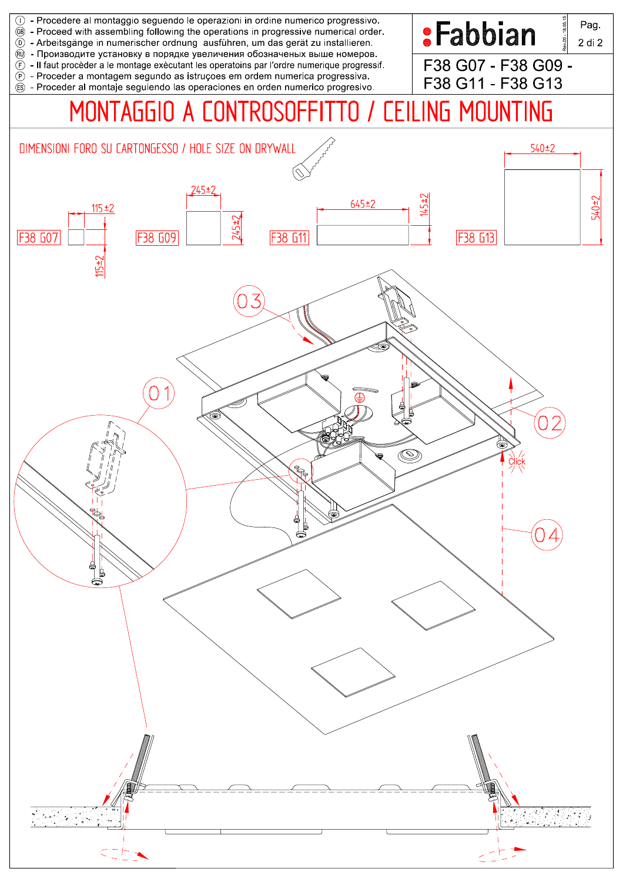- Ⓘ - Procedere al montaggio seguendo le operazioni in ordine numerico progressivo.
- ⒼⒷ - Proceed with assembling following the operations in progressive numerical order.
- Ⓓ - Arbeitsgänge in numerischer ordnung ausführen, um das gerät zu installieren.
- ⓇⓊ - Производите установку в порядке увеличения обозначеных выше номеров.
- Ⓕ - Il faut procèder a le montage exècutant les operatoins par l'ordre numerique progressif.
- Ⓟ - Proceder a montagem segundo as istruçoes em ordem numerica progressiva.
- ⒺⓈ - Proceder al montaje seguiendo las operaciones en orden numerico progresivo.

Fabbian

Rev.00 - 18.05.15

F38 G07 - F38 G09 - F38 G11 - F38 G13

# MONTAGGIO A CONTROSOFFITTO / CEILING MOUNTING

DIMENSIONI FORO SU CARTONGESSO / HOLE SIZE ON DRYWALL

F38 G07
115±2
115±2

F38 G09
245±2
245±2

F38 G11
645±2
145±2

F38 G13
540±2
540±2

01

02

03

04

Click